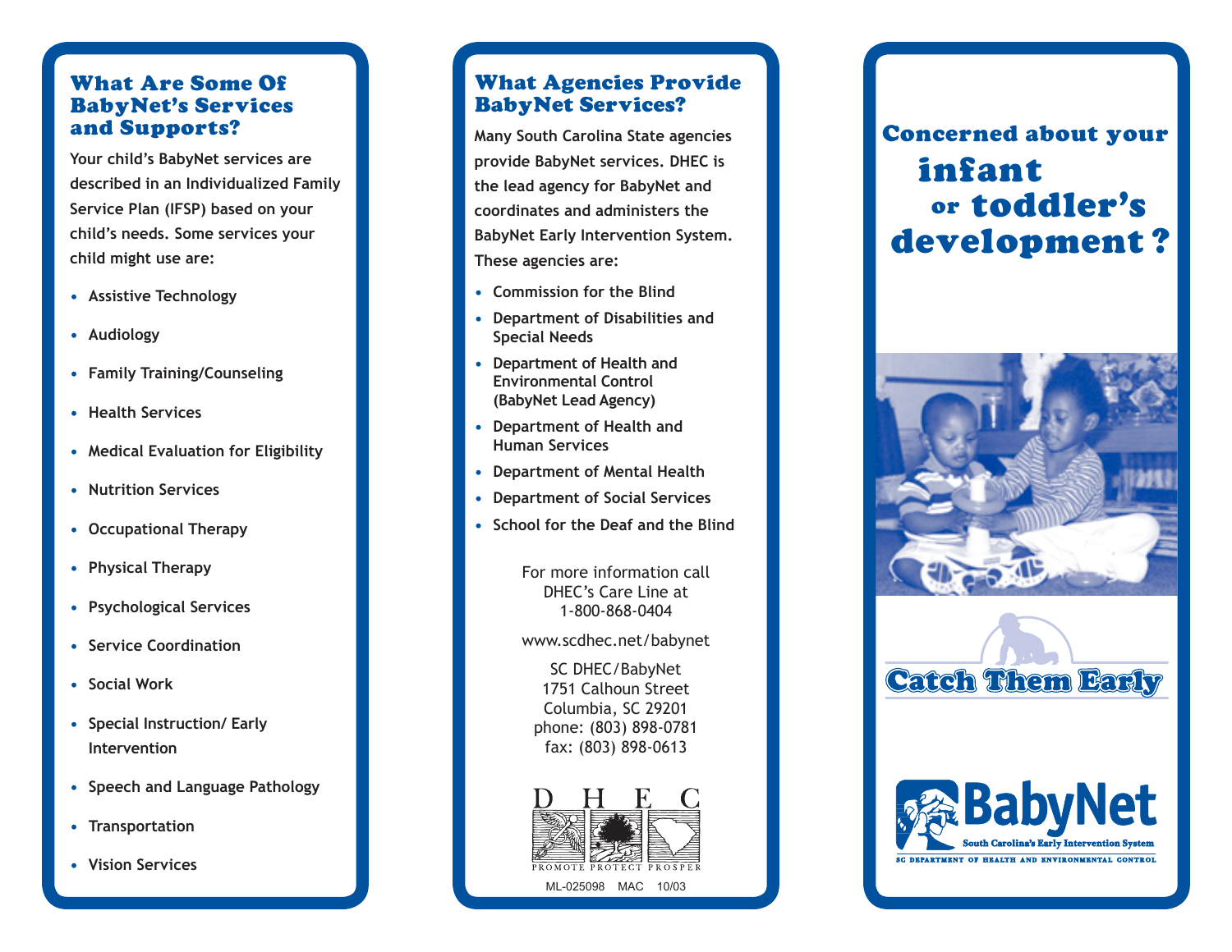## What Are Some Of BabyNet's Services and Supports?

Your child's BabyNet services are described in an Individualized Family Service Plan (IFSP) based on your child's needs. Some services your child might use are:

- Assistive Technology
- Audiology
- Family Training/Counseling
- Health Services
- Medical Evaluation for Eligibility
- Nutrition Services
- Occupational Therapy
- Physical Therapy
- Psychological Services
- Service Coordination
- Social Work
- Special Instruction/ Early Intervention
- Speech and Language Pathology
- Transportation
- Vision Services

## What Agencies Provide BabyNet Services?

Many South Carolina State agencies provide BabyNet services. DHEC is the lead agency for BabyNet and coordinates and administers the BabyNet Early Intervention System. These agencies are:

- Commission for the Blind
- Department of Disabilities and Special Needs
- Department of Health and Environmental Control (BabyNet Lead Agency)
- Department of Health and Human Services
- Department of Mental Health
- Department of Social Services
- School for the Deaf and the Blind

For more information call DHEC's Care Line at 1-800-868-0404

www.scdhec.net/babynet

SC DHEC/BabyNet
1751 Calhoun Street
Columbia, SC 29201
phone: (803) 898-0781
fax: (803) 898-0613

DHEC
PROMOTE PROTECT PROSPER

ML-025098 MAC 10/03

# Concerned about your infant or toddler's development?

Catch Them Early

BabyNet
South Carolina's Early Intervention System
SC DEPARTMENT OF HEALTH AND ENVIRONMENTAL CONTROL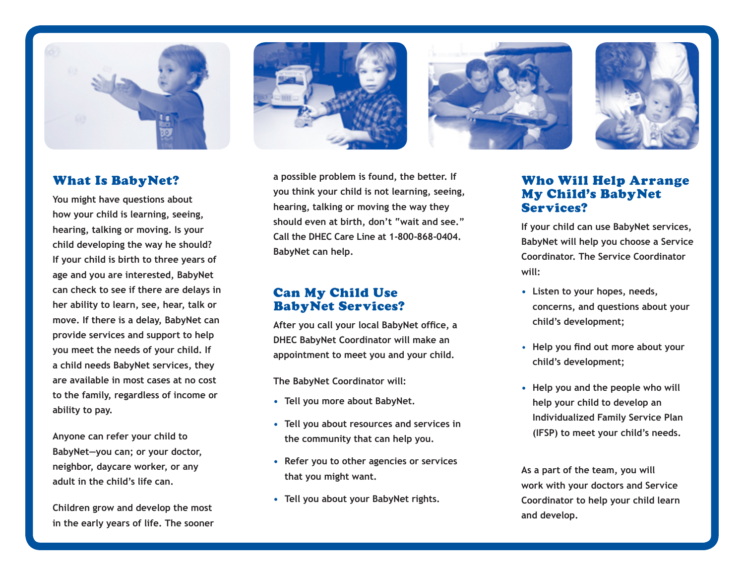## What Is BabyNet?

You might have questions about how your child is learning, seeing, hearing, talking or moving. Is your child developing the way he should? If your child is birth to three years of age and you are interested, BabyNet can check to see if there are delays in her ability to learn, see, hear, talk or move. If there is a delay, BabyNet can provide services and support to help you meet the needs of your child. If a child needs BabyNet services, they are available in most cases at no cost to the family, regardless of income or ability to pay.

Anyone can refer your child to BabyNet—you can; or your doctor, neighbor, daycare worker, or any adult in the child's life can.

Children grow and develop the most in the early years of life. The sooner a possible problem is found, the better. If you think your child is not learning, seeing, hearing, talking or moving the way they should even at birth, don't "wait and see." Call the DHEC Care Line at 1-800-868-0404. BabyNet can help.

## Can My Child Use BabyNet Services?

After you call your local BabyNet office, a DHEC BabyNet Coordinator will make an appointment to meet you and your child.

The BabyNet Coordinator will:

- Tell you more about BabyNet.
- Tell you about resources and services in the community that can help you.
- Refer you to other agencies or services that you might want.
- Tell you about your BabyNet rights.

## Who Will Help Arrange My Child's BabyNet Services?

If your child can use BabyNet services, BabyNet will help you choose a Service Coordinator. The Service Coordinator will:

- Listen to your hopes, needs, concerns, and questions about your child's development;
- Help you find out more about your child's development;
- Help you and the people who will help your child to develop an Individualized Family Service Plan (IFSP) to meet your child's needs.

As a part of the team, you will work with your doctors and Service Coordinator to help your child learn and develop.